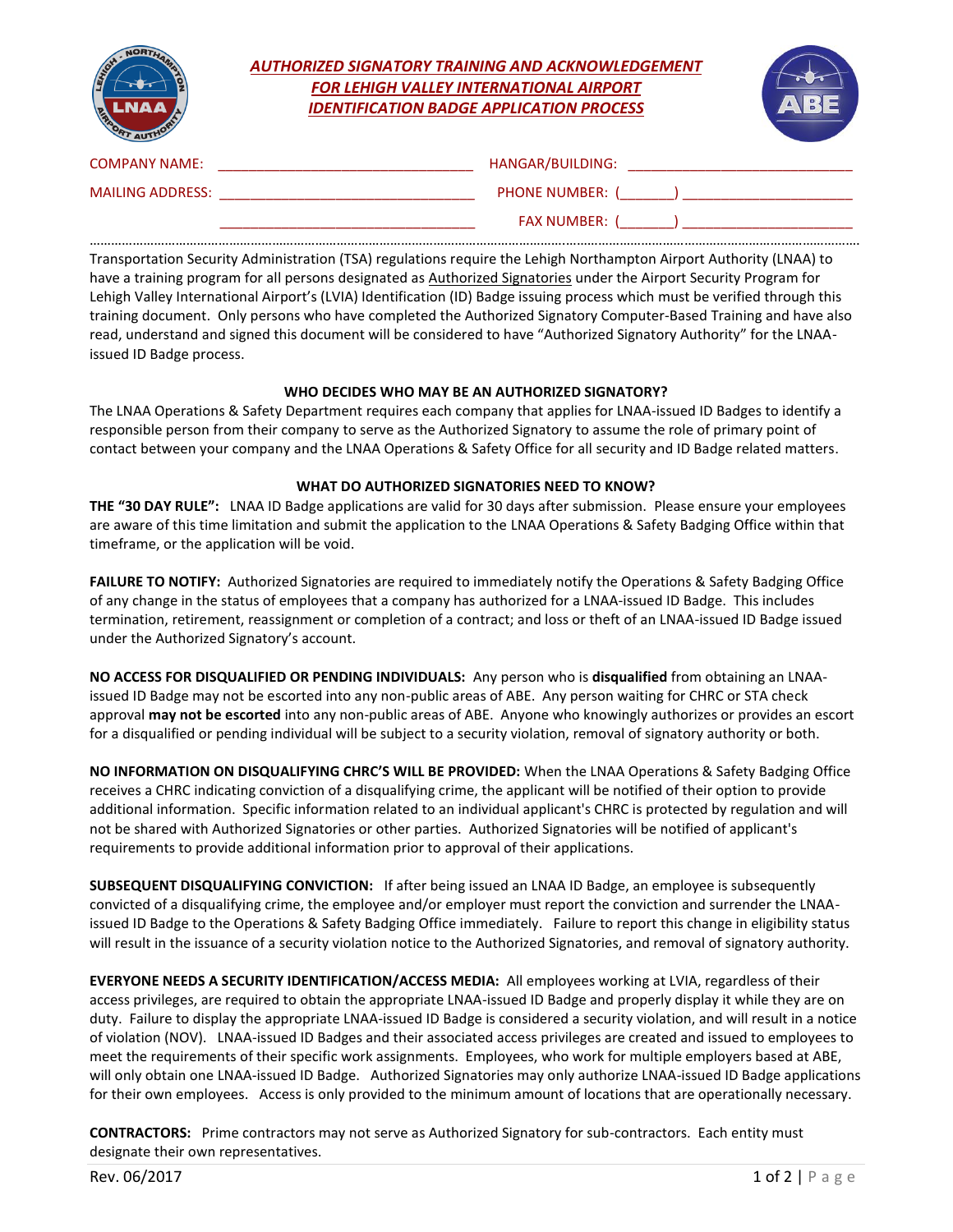# *AUTHORIZED SIGNATORY TRAINING AND ACKNOWLEDGEMENT FOR LEHIGH VALLEY INTERNATIONAL AIRPORT IDENTIFICATION BADGE APPLICATION PROCESS*

COMPANY NAME: ________________________________ HANGAR/BUILDING: ____________________________

MAILING ADDRESS: ________________________________ PHONE NUMBER: (_______) ______________________

________________________________ FAX NUMBER: (_______) ______________________

Transportation Security Administration (TSA) regulations require the Lehigh Northampton Airport Authority (LNAA) to have a training program for all persons designated as Authorized Signatories under the Airport Security Program for Lehigh Valley International Airport's (LVIA) Identification (ID) Badge issuing process which must be verified through this training document. Only persons who have completed the Authorized Signatory Computer-Based Training and have also read, understand and signed this document will be considered to have "Authorized Signatory Authority" for the LNAA-issued ID Badge process.

### WHO DECIDES WHO MAY BE AN AUTHORIZED SIGNATORY?

The LNAA Operations & Safety Department requires each company that applies for LNAA-issued ID Badges to identify a responsible person from their company to serve as the Authorized Signatory to assume the role of primary point of contact between your company and the LNAA Operations & Safety Office for all security and ID Badge related matters.

### WHAT DO AUTHORIZED SIGNATORIES NEED TO KNOW?

**THE "30 DAY RULE":** LNAA ID Badge applications are valid for 30 days after submission. Please ensure your employees are aware of this time limitation and submit the application to the LNAA Operations & Safety Badging Office within that timeframe, or the application will be void.

**FAILURE TO NOTIFY:** Authorized Signatories are required to immediately notify the Operations & Safety Badging Office of any change in the status of employees that a company has authorized for a LNAA-issued ID Badge. This includes termination, retirement, reassignment or completion of a contract; and loss or theft of an LNAA-issued ID Badge issued under the Authorized Signatory's account.

**NO ACCESS FOR DISQUALIFIED OR PENDING INDIVIDUALS:** Any person who is **disqualified** from obtaining an LNAA-issued ID Badge may not be escorted into any non-public areas of ABE. Any person waiting for CHRC or STA check approval **may not be escorted** into any non-public areas of ABE. Anyone who knowingly authorizes or provides an escort for a disqualified or pending individual will be subject to a security violation, removal of signatory authority or both.

**NO INFORMATION ON DISQUALIFYING CHRC'S WILL BE PROVIDED:** When the LNAA Operations & Safety Badging Office receives a CHRC indicating conviction of a disqualifying crime, the applicant will be notified of their option to provide additional information. Specific information related to an individual applicant's CHRC is protected by regulation and will not be shared with Authorized Signatories or other parties. Authorized Signatories will be notified of applicant's requirements to provide additional information prior to approval of their applications.

**SUBSEQUENT DISQUALIFYING CONVICTION:** If after being issued an LNAA ID Badge, an employee is subsequently convicted of a disqualifying crime, the employee and/or employer must report the conviction and surrender the LNAA-issued ID Badge to the Operations & Safety Badging Office immediately. Failure to report this change in eligibility status will result in the issuance of a security violation notice to the Authorized Signatories, and removal of signatory authority.

**EVERYONE NEEDS A SECURITY IDENTIFICATION/ACCESS MEDIA:** All employees working at LVIA, regardless of their access privileges, are required to obtain the appropriate LNAA-issued ID Badge and properly display it while they are on duty. Failure to display the appropriate LNAA-issued ID Badge is considered a security violation, and will result in a notice of violation (NOV). LNAA-issued ID Badges and their associated access privileges are created and issued to employees to meet the requirements of their specific work assignments. Employees, who work for multiple employers based at ABE, will only obtain one LNAA-issued ID Badge. Authorized Signatories may only authorize LNAA-issued ID Badge applications for their own employees. Access is only provided to the minimum amount of locations that are operationally necessary.

**CONTRACTORS:** Prime contractors may not serve as Authorized Signatory for sub-contractors. Each entity must designate their own representatives.

Rev. 06/2017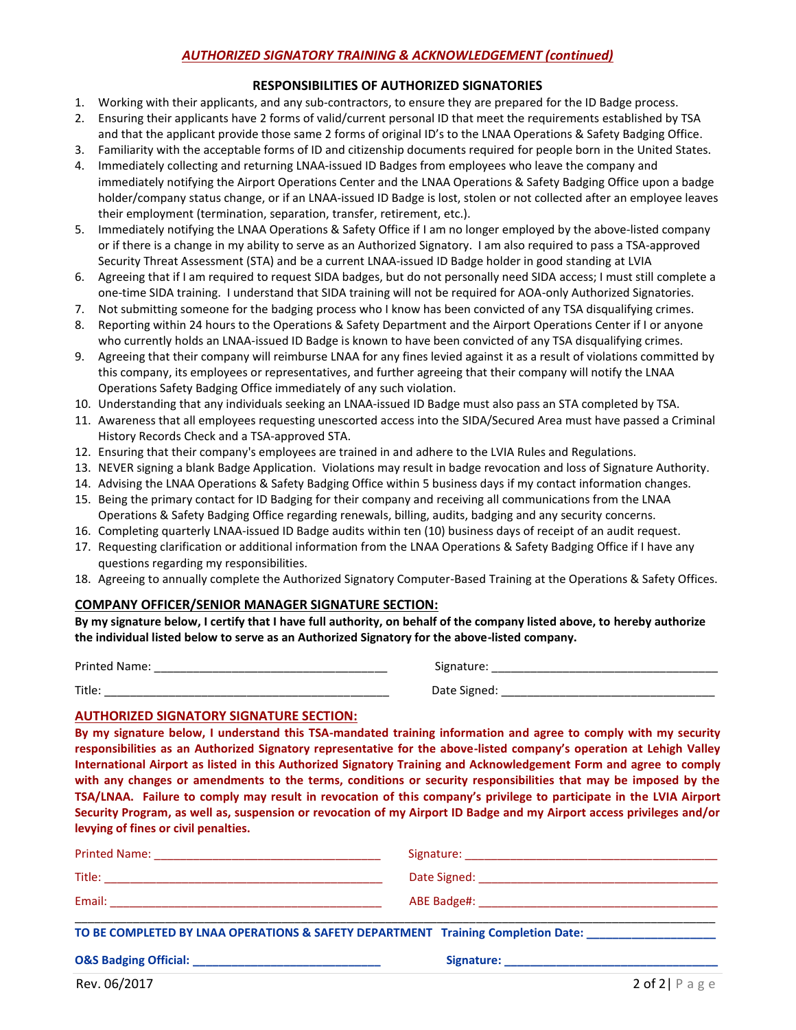## *AUTHORIZED SIGNATORY TRAINING & ACKNOWLEDGEMENT (continued)*

### RESPONSIBILITIES OF AUTHORIZED SIGNATORIES

1. Working with their applicants, and any sub-contractors, to ensure they are prepared for the ID Badge process.
2. Ensuring their applicants have 2 forms of valid/current personal ID that meet the requirements established by TSA and that the applicant provide those same 2 forms of original ID's to the LNAA Operations & Safety Badging Office.
3. Familiarity with the acceptable forms of ID and citizenship documents required for people born in the United States.
4. Immediately collecting and returning LNAA-issued ID Badges from employees who leave the company and immediately notifying the Airport Operations Center and the LNAA Operations & Safety Badging Office upon a badge holder/company status change, or if an LNAA-issued ID Badge is lost, stolen or not collected after an employee leaves their employment (termination, separation, transfer, retirement, etc.).
5. Immediately notifying the LNAA Operations & Safety Office if I am no longer employed by the above-listed company or if there is a change in my ability to serve as an Authorized Signatory. I am also required to pass a TSA-approved Security Threat Assessment (STA) and be a current LNAA-issued ID Badge holder in good standing at LVIA
6. Agreeing that if I am required to request SIDA badges, but do not personally need SIDA access; I must still complete a one-time SIDA training. I understand that SIDA training will not be required for AOA-only Authorized Signatories.
7. Not submitting someone for the badging process who I know has been convicted of any TSA disqualifying crimes.
8. Reporting within 24 hours to the Operations & Safety Department and the Airport Operations Center if I or anyone who currently holds an LNAA-issued ID Badge is known to have been convicted of any TSA disqualifying crimes.
9. Agreeing that their company will reimburse LNAA for any fines levied against it as a result of violations committed by this company, its employees or representatives, and further agreeing that their company will notify the LNAA Operations Safety Badging Office immediately of any such violation.
10. Understanding that any individuals seeking an LNAA-issued ID Badge must also pass an STA completed by TSA.
11. Awareness that all employees requesting unescorted access into the SIDA/Secured Area must have passed a Criminal History Records Check and a TSA-approved STA.
12. Ensuring that their company's employees are trained in and adhere to the LVIA Rules and Regulations.
13. NEVER signing a blank Badge Application. Violations may result in badge revocation and loss of Signature Authority.
14. Advising the LNAA Operations & Safety Badging Office within 5 business days if my contact information changes.
15. Being the primary contact for ID Badging for their company and receiving all communications from the LNAA Operations & Safety Badging Office regarding renewals, billing, audits, badging and any security concerns.
16. Completing quarterly LNAA-issued ID Badge audits within ten (10) business days of receipt of an audit request.
17. Requesting clarification or additional information from the LNAA Operations & Safety Badging Office if I have any questions regarding my responsibilities.
18. Agreeing to annually complete the Authorized Signatory Computer-Based Training at the Operations & Safety Offices.

### COMPANY OFFICER/SENIOR MANAGER SIGNATURE SECTION:

**By my signature below, I certify that I have full authority, on behalf of the company listed above, to hereby authorize the individual listed below to serve as an Authorized Signatory for the above-listed company.**

Printed Name: ___________________________________ Signature: ___________________________________

Title: ___________________________________________ Date Signed: _________________________________

### AUTHORIZED SIGNATORY SIGNATURE SECTION:

**By my signature below, I understand this TSA-mandated training information and agree to comply with my security responsibilities as an Authorized Signatory representative for the above-listed company's operation at Lehigh Valley International Airport as listed in this Authorized Signatory Training and Acknowledgement Form and agree to comply with any changes or amendments to the terms, conditions or security responsibilities that may be imposed by the TSA/LNAA. Failure to comply may result in revocation of this company's privilege to participate in the LVIA Airport Security Program, as well as, suspension or revocation of my Airport ID Badge and my Airport access privileges and/or levying of fines or civil penalties.**

Printed Name: ___________________________________ Signature: ________________________________________

Title: ___________________________________________ Date Signed: ______________________________________

Email: __________________________________________ ABE Badge#: ______________________________________

**TO BE COMPLETED BY LNAA OPERATIONS & SAFETY DEPARTMENT** **Training Completion Date:** ____________________

**O&S Badging Official:** _____________________________ **Signature:** _________________________________

Rev. 06/2017